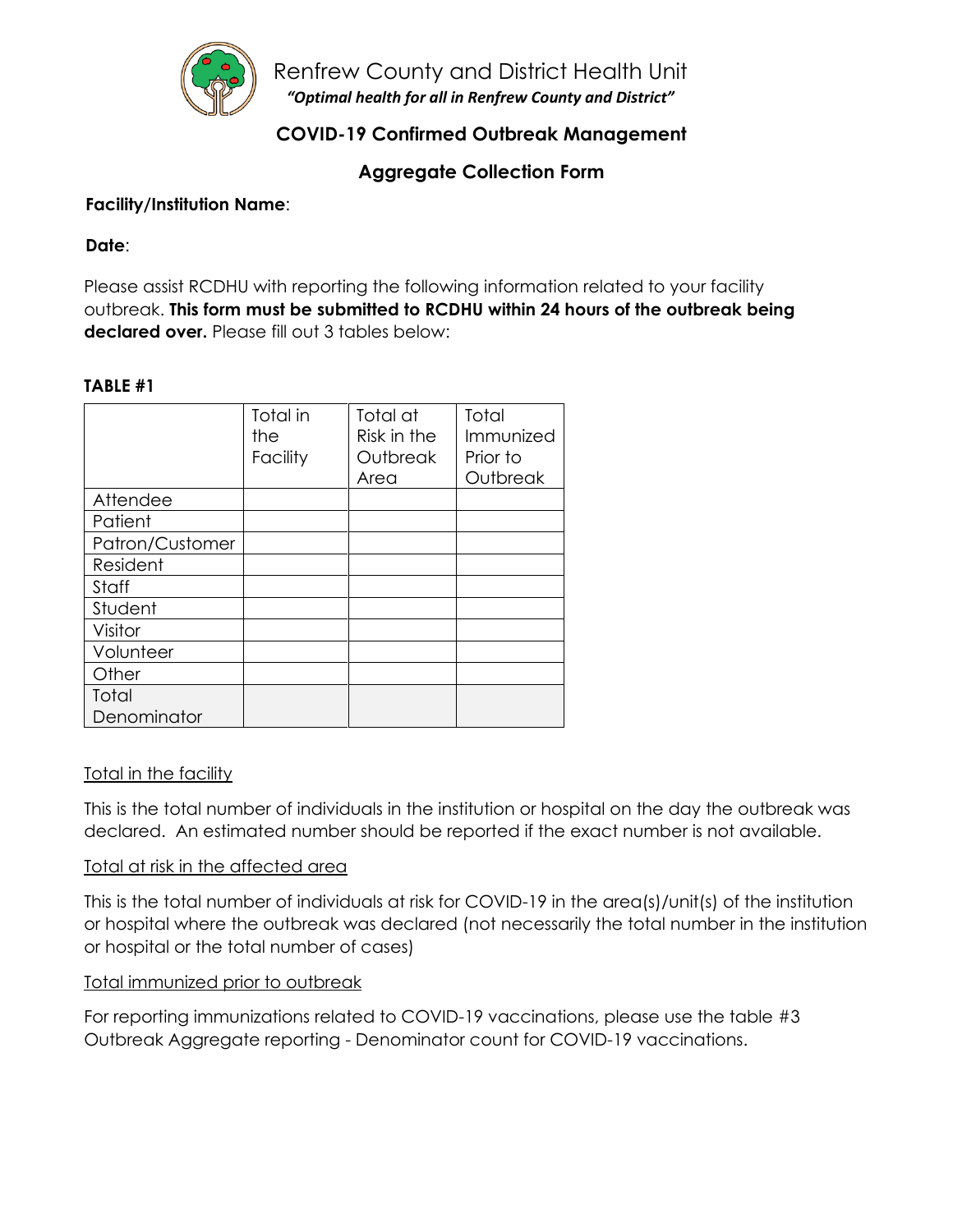Renfrew County and District Health Unit

*"Optimal health for all in Renfrew County and District"*

## COVID-19 Confirmed Outbreak Management

## Aggregate Collection Form

**Facility/Institution Name**:

**Date**:

Please assist RCDHU with reporting the following information related to your facility outbreak. **This form must be submitted to RCDHU within 24 hours of the outbreak being declared over.** Please fill out 3 tables below:

**TABLE #1**

| | Total in the Facility | Total at Risk in the Outbreak Area | Total Immunized Prior to Outbreak |
|---|---|---|---|
| Attendee | | | |
| Patient | | | |
| Patron/Customer | | | |
| Resident | | | |
| Staff | | | |
| Student | | | |
| Visitor | | | |
| Volunteer | | | |
| Other | | | |
| Total Denominator | | | |

<u>Total in the facility</u>

This is the total number of individuals in the institution or hospital on the day the outbreak was declared. An estimated number should be reported if the exact number is not available.

<u>Total at risk in the affected area</u>

This is the total number of individuals at risk for COVID-19 in the area(s)/unit(s) of the institution or hospital where the outbreak was declared (not necessarily the total number in the institution or hospital or the total number of cases)

<u>Total immunized prior to outbreak</u>

For reporting immunizations related to COVID-19 vaccinations, please use the table #3 Outbreak Aggregate reporting - Denominator count for COVID-19 vaccinations.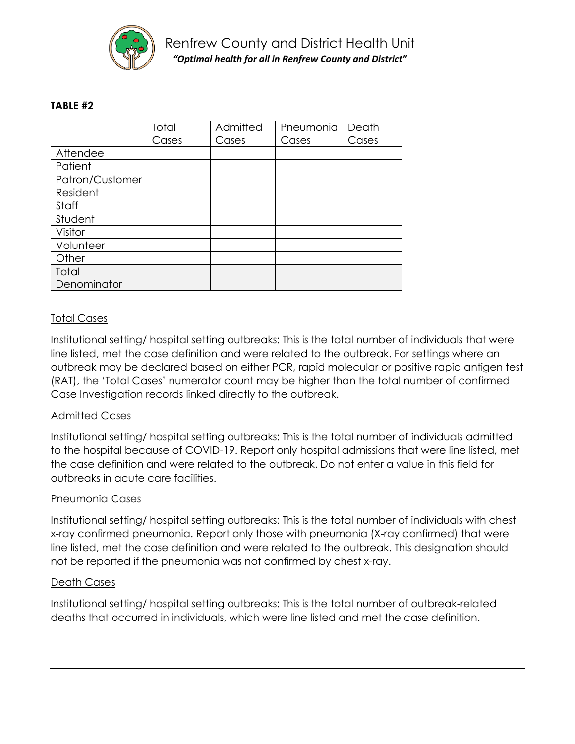**TABLE #2**

| | Total Cases | Admitted Cases | Pneumonia Cases | Death Cases |
|---|---|---|---|---|
| Attendee | | | | |
| Patient | | | | |
| Patron/Customer | | | | |
| Resident | | | | |
| Staff | | | | |
| Student | | | | |
| Visitor | | | | |
| Volunteer | | | | |
| Other | | | | |
| Total Denominator | | | | |

<u>Total Cases</u>

Institutional setting/ hospital setting outbreaks: This is the total number of individuals that were line listed, met the case definition and were related to the outbreak. For settings where an outbreak may be declared based on either PCR, rapid molecular or positive rapid antigen test (RAT), the 'Total Cases' numerator count may be higher than the total number of confirmed Case Investigation records linked directly to the outbreak.

<u>Admitted Cases</u>

Institutional setting/ hospital setting outbreaks: This is the total number of individuals admitted to the hospital because of COVID-19. Report only hospital admissions that were line listed, met the case definition and were related to the outbreak. Do not enter a value in this field for outbreaks in acute care facilities.

<u>Pneumonia Cases</u>

Institutional setting/ hospital setting outbreaks: This is the total number of individuals with chest x-ray confirmed pneumonia. Report only those with pneumonia (X-ray confirmed) that were line listed, met the case definition and were related to the outbreak. This designation should not be reported if the pneumonia was not confirmed by chest x-ray.

<u>Death Cases</u>

Institutional setting/ hospital setting outbreaks: This is the total number of outbreak-related deaths that occurred in individuals, which were line listed and met the case definition.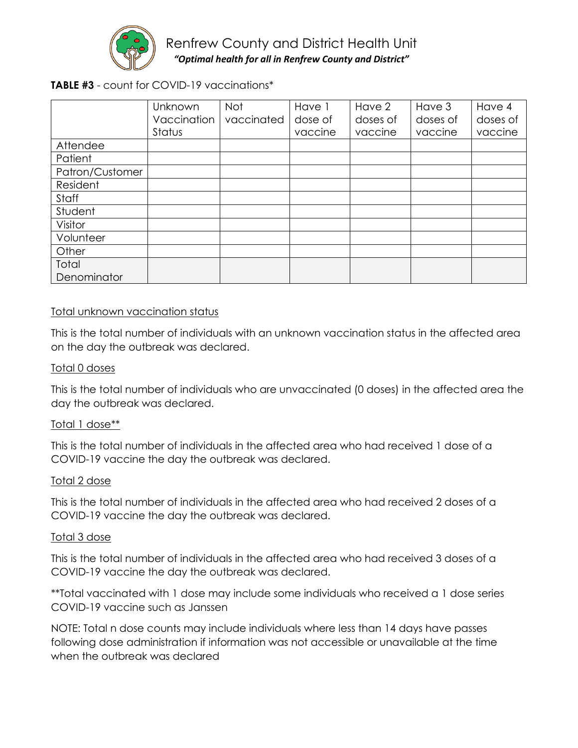Renfrew County and District Health Unit

*"Optimal health for all in Renfrew County and District"*

**TABLE #3** - count for COVID-19 vaccinations*

| | Unknown Vaccination Status | Not vaccinated | Have 1 dose of vaccine | Have 2 doses of vaccine | Have 3 doses of vaccine | Have 4 doses of vaccine |
|---|---|---|---|---|---|---|
| Attendee | | | | | | |
| Patient | | | | | | |
| Patron/Customer | | | | | | |
| Resident | | | | | | |
| Staff | | | | | | |
| Student | | | | | | |
| Visitor | | | | | | |
| Volunteer | | | | | | |
| Other | | | | | | |
| Total Denominator | | | | | | |

Total unknown vaccination status

This is the total number of individuals with an unknown vaccination status in the affected area on the day the outbreak was declared.

Total 0 doses

This is the total number of individuals who are unvaccinated (0 doses) in the affected area the day the outbreak was declared.

Total 1 dose**

This is the total number of individuals in the affected area who had received 1 dose of a COVID-19 vaccine the day the outbreak was declared.

Total 2 dose

This is the total number of individuals in the affected area who had received 2 doses of a COVID-19 vaccine the day the outbreak was declared.

Total 3 dose

This is the total number of individuals in the affected area who had received 3 doses of a COVID-19 vaccine the day the outbreak was declared.

**Total vaccinated with 1 dose may include some individuals who received a 1 dose series COVID-19 vaccine such as Janssen

NOTE: Total n dose counts may include individuals where less than 14 days have passes following dose administration if information was not accessible or unavailable at the time when the outbreak was declared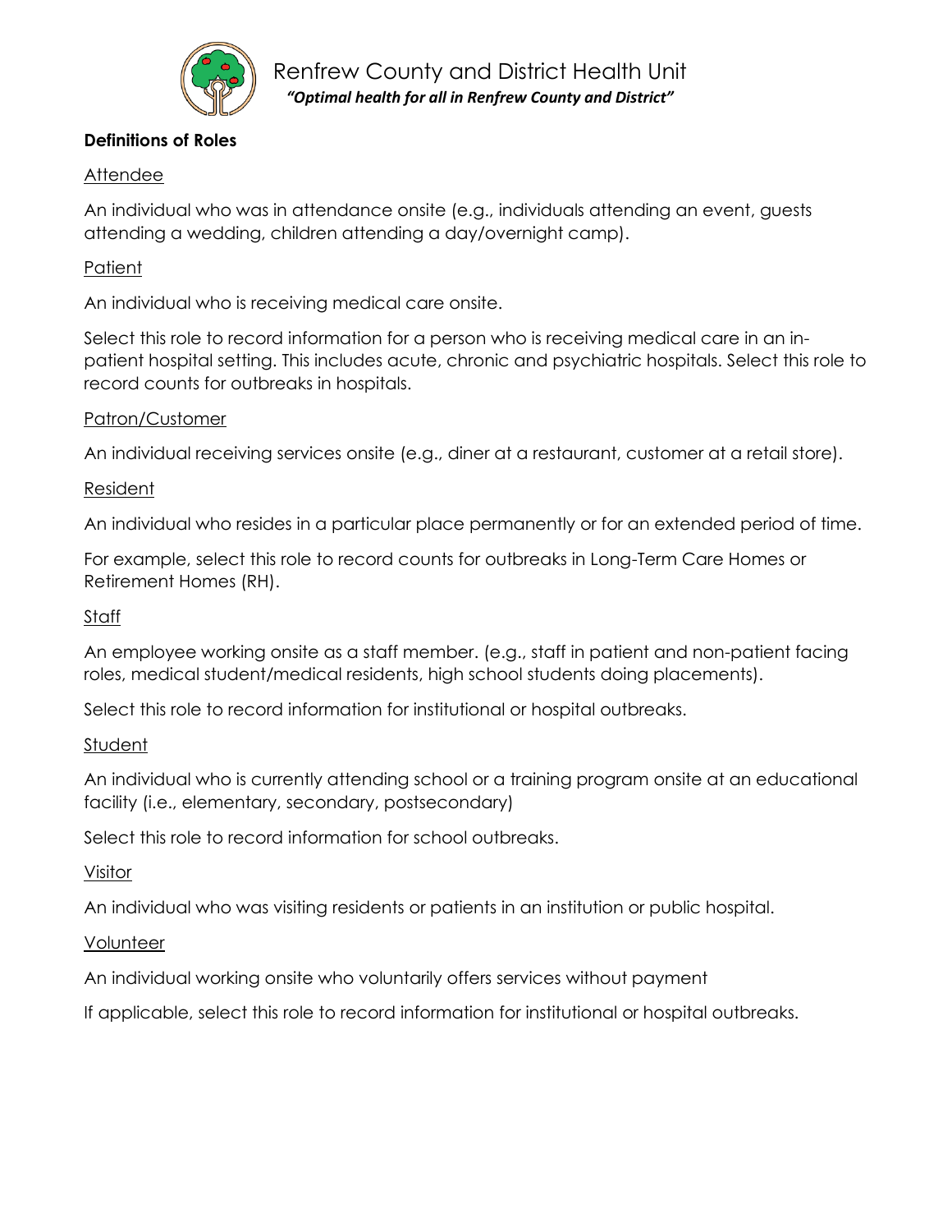Renfrew County and District Health Unit

*"Optimal health for all in Renfrew County and District"*

**Definitions of Roles**

Attendee

An individual who was in attendance onsite (e.g., individuals attending an event, guests attending a wedding, children attending a day/overnight camp).

Patient

An individual who is receiving medical care onsite.

Select this role to record information for a person who is receiving medical care in an in-patient hospital setting. This includes acute, chronic and psychiatric hospitals. Select this role to record counts for outbreaks in hospitals.

Patron/Customer

An individual receiving services onsite (e.g., diner at a restaurant, customer at a retail store).

Resident

An individual who resides in a particular place permanently or for an extended period of time.

For example, select this role to record counts for outbreaks in Long-Term Care Homes or Retirement Homes (RH).

Staff

An employee working onsite as a staff member. (e.g., staff in patient and non-patient facing roles, medical student/medical residents, high school students doing placements).

Select this role to record information for institutional or hospital outbreaks.

Student

An individual who is currently attending school or a training program onsite at an educational facility (i.e., elementary, secondary, postsecondary)

Select this role to record information for school outbreaks.

Visitor

An individual who was visiting residents or patients in an institution or public hospital.

Volunteer

An individual working onsite who voluntarily offers services without payment

If applicable, select this role to record information for institutional or hospital outbreaks.